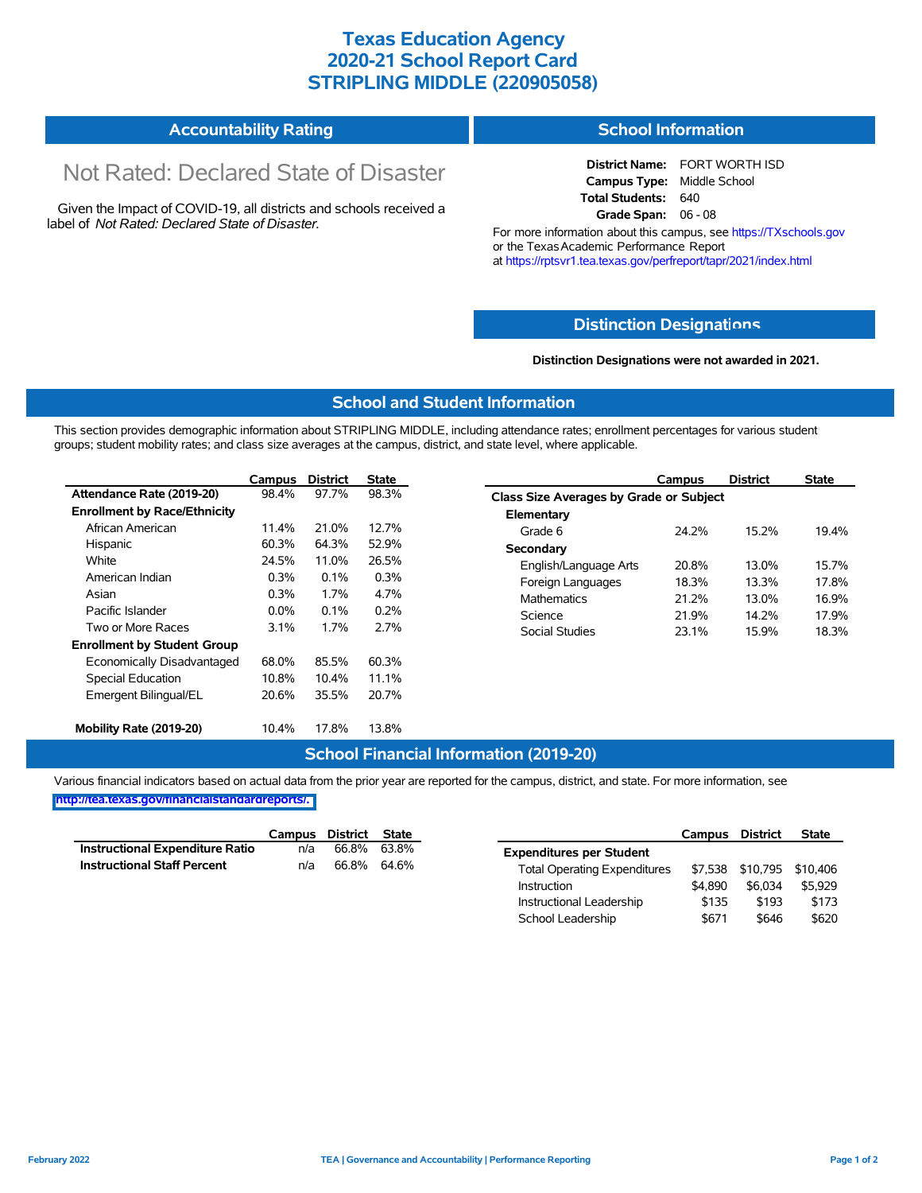# Texas Education Agency
# 2020-21 School Report Card
# STRIPLING MIDDLE (220905058)

## Accountability Rating

Not Rated: Declared State of Disaster

Given the Impact of COVID-19, all districts and schools received a label of *Not Rated: Declared State of Disaster*.

## School Information

**District Name:** FORT WORTH ISD
**Campus Type:** Middle School
**Total Students:** 640
**Grade Span:** 06 - 08

For more information about this campus, see https://TXschools.gov or the Texas Academic Performance Report at https://rptsvr1.tea.texas.gov/perfreport/tapr/2021/index.html

## Distinction Designations

**Distinction Designations were not awarded in 2021.**

## School and Student Information

This section provides demographic information about STRIPLING MIDDLE, including attendance rates; enrollment percentages for various student groups; student mobility rates; and class size averages at the campus, district, and state level, where applicable.

| | Campus | District | State |
|---|---|---|---|
| **Attendance Rate (2019-20)** | 98.4% | 97.7% | 98.3% |
| **Enrollment by Race/Ethnicity** | | | |
| African American | 11.4% | 21.0% | 12.7% |
| Hispanic | 60.3% | 64.3% | 52.9% |
| White | 24.5% | 11.0% | 26.5% |
| American Indian | 0.3% | 0.1% | 0.3% |
| Asian | 0.3% | 1.7% | 4.7% |
| Pacific Islander | 0.0% | 0.1% | 0.2% |
| Two or More Races | 3.1% | 1.7% | 2.7% |
| **Enrollment by Student Group** | | | |
| Economically Disadvantaged | 68.0% | 85.5% | 60.3% |
| Special Education | 10.8% | 10.4% | 11.1% |
| Emergent Bilingual/EL | 20.6% | 35.5% | 20.7% |
| **Mobility Rate (2019-20)** | 10.4% | 17.8% | 13.8% |

| | Campus | District | State |
|---|---|---|---|
| **Class Size Averages by Grade or Subject** | | | |
| **Elementary** | | | |
| Grade 6 | 24.2% | 15.2% | 19.4% |
| **Secondary** | | | |
| English/Language Arts | 20.8% | 13.0% | 15.7% |
| Foreign Languages | 18.3% | 13.3% | 17.8% |
| Mathematics | 21.2% | 13.0% | 16.9% |
| Science | 21.9% | 14.2% | 17.9% |
| Social Studies | 23.1% | 15.9% | 18.3% |

## School Financial Information (2019-20)

Various financial indicators based on actual data from the prior year are reported for the campus, district, and state. For more information, see http://tea.texas.gov/financialstandardreports/.

| | Campus | District | State |
|---|---|---|---|
| **Instructional Expenditure Ratio** | n/a | 66.8% | 63.8% |
| **Instructional Staff Percent** | n/a | 66.8% | 64.6% |

| | Campus | District | State |
|---|---|---|---|
| **Expenditures per Student** | | | |
| Total Operating Expenditures | $7,538 | $10,795 | $10,406 |
| Instruction | $4,890 | $6,034 | $5,929 |
| Instructional Leadership | $135 | $193 | $173 |
| School Leadership | $671 | $646 | $620 |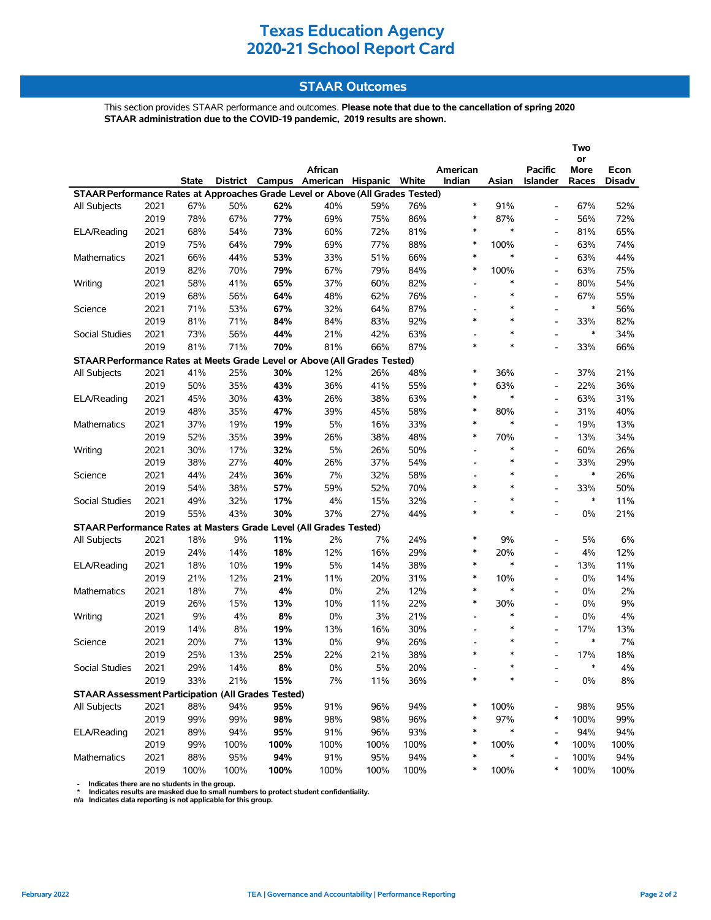# Texas Education Agency
# 2020-21 School Report Card

## STAAR Outcomes

This section provides STAAR performance and outcomes. **Please note that due to the cancellation of spring 2020 STAAR administration due to the COVID-19 pandemic, 2019 results are shown.**

| | | State | District | Campus | African American | Hispanic | White | American Indian | Asian | Pacific Islander | Two or More Races | Econ Disadv |
|---|---|---|---|---|---|---|---|---|---|---|---|---|
| **STAAR Performance Rates at Approaches Grade Level or Above (All Grades Tested)** | | | | | | | | | | | | |
| All Subjects | 2021 | 67% | 50% | **62%** | 40% | 59% | 76% | * | 91% | - | 67% | 52% |
| | 2019 | 78% | 67% | **77%** | 69% | 75% | 86% | * | 87% | - | 56% | 72% |
| ELA/Reading | 2021 | 68% | 54% | **73%** | 60% | 72% | 81% | * | * | - | 81% | 65% |
| | 2019 | 75% | 64% | **79%** | 69% | 77% | 88% | * | 100% | - | 63% | 74% |
| Mathematics | 2021 | 66% | 44% | **53%** | 33% | 51% | 66% | * | * | - | 63% | 44% |
| | 2019 | 82% | 70% | **79%** | 67% | 79% | 84% | * | 100% | - | 63% | 75% |
| Writing | 2021 | 58% | 41% | **65%** | 37% | 60% | 82% | - | * | - | 80% | 54% |
| | 2019 | 68% | 56% | **64%** | 48% | 62% | 76% | - | * | - | 67% | 55% |
| Science | 2021 | 71% | 53% | **67%** | 32% | 64% | 87% | - | * | - | * | 56% |
| | 2019 | 81% | 71% | **84%** | 84% | 83% | 92% | * | * | - | 33% | 82% |
| Social Studies | 2021 | 73% | 56% | **44%** | 21% | 42% | 63% | - | * | - | * | 34% |
| | 2019 | 81% | 71% | **70%** | 81% | 66% | 87% | * | * | - | 33% | 66% |
| **STAAR Performance Rates at Meets Grade Level or Above (All Grades Tested)** | | | | | | | | | | | | |
| All Subjects | 2021 | 41% | 25% | **30%** | 12% | 26% | 48% | * | 36% | - | 37% | 21% |
| | 2019 | 50% | 35% | **43%** | 36% | 41% | 55% | * | 63% | - | 22% | 36% |
| ELA/Reading | 2021 | 45% | 30% | **43%** | 26% | 38% | 63% | * | * | - | 63% | 31% |
| | 2019 | 48% | 35% | **47%** | 39% | 45% | 58% | * | 80% | - | 31% | 40% |
| Mathematics | 2021 | 37% | 19% | **19%** | 5% | 16% | 33% | * | * | - | 19% | 13% |
| | 2019 | 52% | 35% | **39%** | 26% | 38% | 48% | * | 70% | - | 13% | 34% |
| Writing | 2021 | 30% | 17% | **32%** | 5% | 26% | 50% | - | * | - | 60% | 26% |
| | 2019 | 38% | 27% | **40%** | 26% | 37% | 54% | - | * | - | 33% | 29% |
| Science | 2021 | 44% | 24% | **36%** | 7% | 32% | 58% | - | * | - | * | 26% |
| | 2019 | 54% | 38% | **57%** | 59% | 52% | 70% | * | * | - | 33% | 50% |
| Social Studies | 2021 | 49% | 32% | **17%** | 4% | 15% | 32% | - | * | - | * | 11% |
| | 2019 | 55% | 43% | **30%** | 37% | 27% | 44% | * | * | - | 0% | 21% |
| **STAAR Performance Rates at Masters Grade Level (All Grades Tested)** | | | | | | | | | | | | |
| All Subjects | 2021 | 18% | 9% | **11%** | 2% | 7% | 24% | * | 9% | - | 5% | 6% |
| | 2019 | 24% | 14% | **18%** | 12% | 16% | 29% | * | 20% | - | 4% | 12% |
| ELA/Reading | 2021 | 18% | 10% | **19%** | 5% | 14% | 38% | * | * | - | 13% | 11% |
| | 2019 | 21% | 12% | **21%** | 11% | 20% | 31% | * | 10% | - | 0% | 14% |
| Mathematics | 2021 | 18% | 7% | **4%** | 0% | 2% | 12% | * | * | - | 0% | 2% |
| | 2019 | 26% | 15% | **13%** | 10% | 11% | 22% | * | 30% | - | 0% | 9% |
| Writing | 2021 | 9% | 4% | **8%** | 0% | 3% | 21% | - | * | - | 0% | 4% |
| | 2019 | 14% | 8% | **19%** | 13% | 16% | 30% | - | * | - | 17% | 13% |
| Science | 2021 | 20% | 7% | **13%** | 0% | 9% | 26% | - | * | - | * | 7% |
| | 2019 | 25% | 13% | **25%** | 22% | 21% | 38% | * | * | - | 17% | 18% |
| Social Studies | 2021 | 29% | 14% | **8%** | 0% | 5% | 20% | - | * | - | * | 4% |
| | 2019 | 33% | 21% | **15%** | 7% | 11% | 36% | * | * | - | 0% | 8% |
| **STAAR Assessment Participation (All Grades Tested)** | | | | | | | | | | | | |
| All Subjects | 2021 | 88% | 94% | **95%** | 91% | 96% | 94% | * | 100% | - | 98% | 95% |
| | 2019 | 99% | 99% | **98%** | 98% | 98% | 96% | * | 97% | * | 100% | 99% |
| ELA/Reading | 2021 | 89% | 94% | **95%** | 91% | 96% | 93% | * | * | - | 94% | 94% |
| | 2019 | 99% | 100% | **100%** | 100% | 100% | 100% | * | 100% | * | 100% | 100% |
| Mathematics | 2021 | 88% | 95% | **94%** | 91% | 95% | 94% | * | * | - | 100% | 94% |
| | 2019 | 100% | 100% | **100%** | 100% | 100% | 100% | * | 100% | * | 100% | 100% |

- \- Indicates there are no students in the group.
- \* Indicates results are masked due to small numbers to protect student confidentiality.
- n/a Indicates data reporting is not applicable for this group.